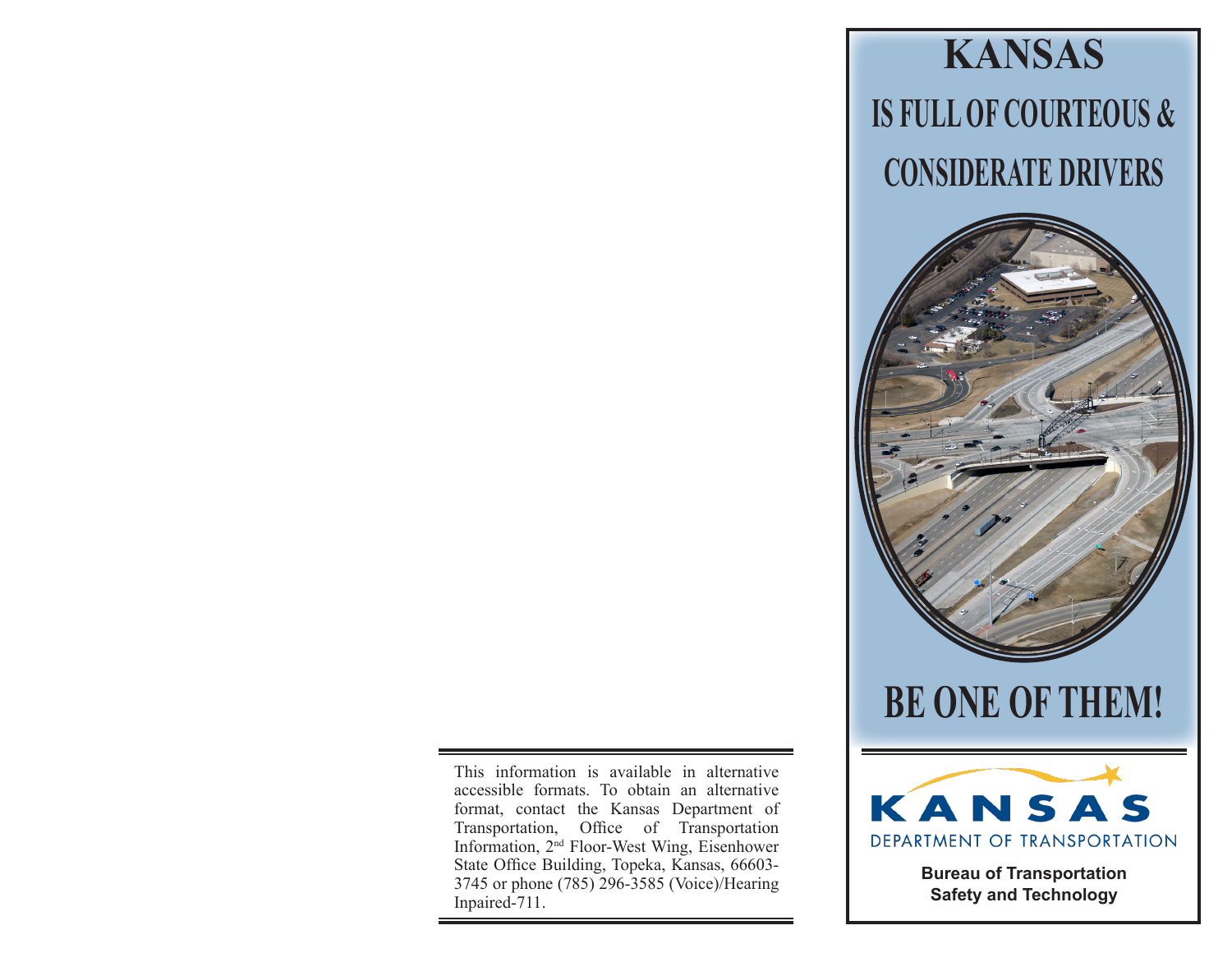This information is available in alternative accessible formats. To obtain an alternative format, contact the Kansas Department of Transportation, Office of Transportation Information, 2nd Floor-West Wing, Eisenhower State Office Building, Topeka, Kansas, 66603-3745 or phone (785) 296-3585 (Voice)/Hearing Inpaired-711.

# KANSAS

## IS FULL OF COURTEOUS & CONSIDERATE DRIVERS

## BE ONE OF THEM!

KANSAS
DEPARTMENT OF TRANSPORTATION

**Bureau of Transportation Safety and Technology**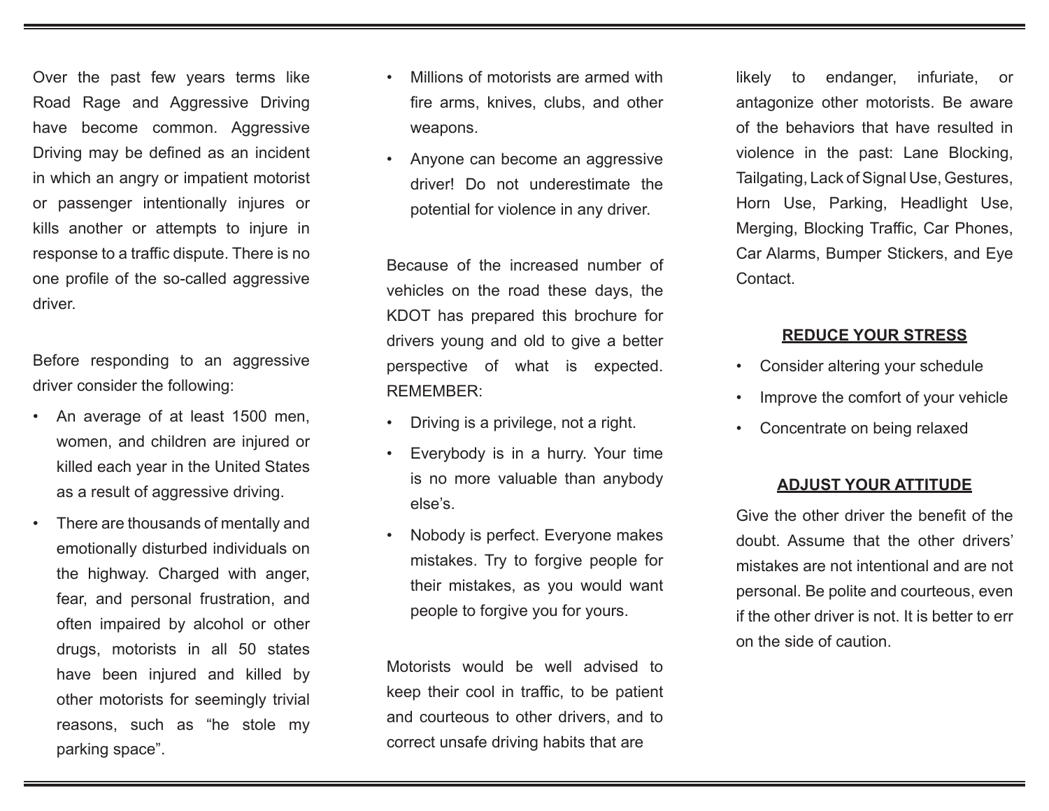Over the past few years terms like Road Rage and Aggressive Driving have become common. Aggressive Driving may be defined as an incident in which an angry or impatient motorist or passenger intentionally injures or kills another or attempts to injure in response to a traffic dispute. There is no one profile of the so-called aggressive driver.

Before responding to an aggressive driver consider the following:

- An average of at least 1500 men, women, and children are injured or killed each year in the United States as a result of aggressive driving.
- There are thousands of mentally and emotionally disturbed individuals on the highway. Charged with anger, fear, and personal frustration, and often impaired by alcohol or other drugs, motorists in all 50 states have been injured and killed by other motorists for seemingly trivial reasons, such as "he stole my parking space".
- Millions of motorists are armed with fire arms, knives, clubs, and other weapons.
- Anyone can become an aggressive driver! Do not underestimate the potential for violence in any driver.

Because of the increased number of vehicles on the road these days, the KDOT has prepared this brochure for drivers young and old to give a better perspective of what is expected. REMEMBER:

- Driving is a privilege, not a right.
- Everybody is in a hurry. Your time is no more valuable than anybody else's.
- Nobody is perfect. Everyone makes mistakes. Try to forgive people for their mistakes, as you would want people to forgive you for yours.

Motorists would be well advised to keep their cool in traffic, to be patient and courteous to other drivers, and to correct unsafe driving habits that are likely to endanger, infuriate, or antagonize other motorists. Be aware of the behaviors that have resulted in violence in the past: Lane Blocking, Tailgating, Lack of Signal Use, Gestures, Horn Use, Parking, Headlight Use, Merging, Blocking Traffic, Car Phones, Car Alarms, Bumper Stickers, and Eye Contact.

## REDUCE YOUR STRESS

- Consider altering your schedule
- Improve the comfort of your vehicle
- Concentrate on being relaxed

## ADJUST YOUR ATTITUDE

Give the other driver the benefit of the doubt. Assume that the other drivers' mistakes are not intentional and are not personal. Be polite and courteous, even if the other driver is not. It is better to err on the side of caution.